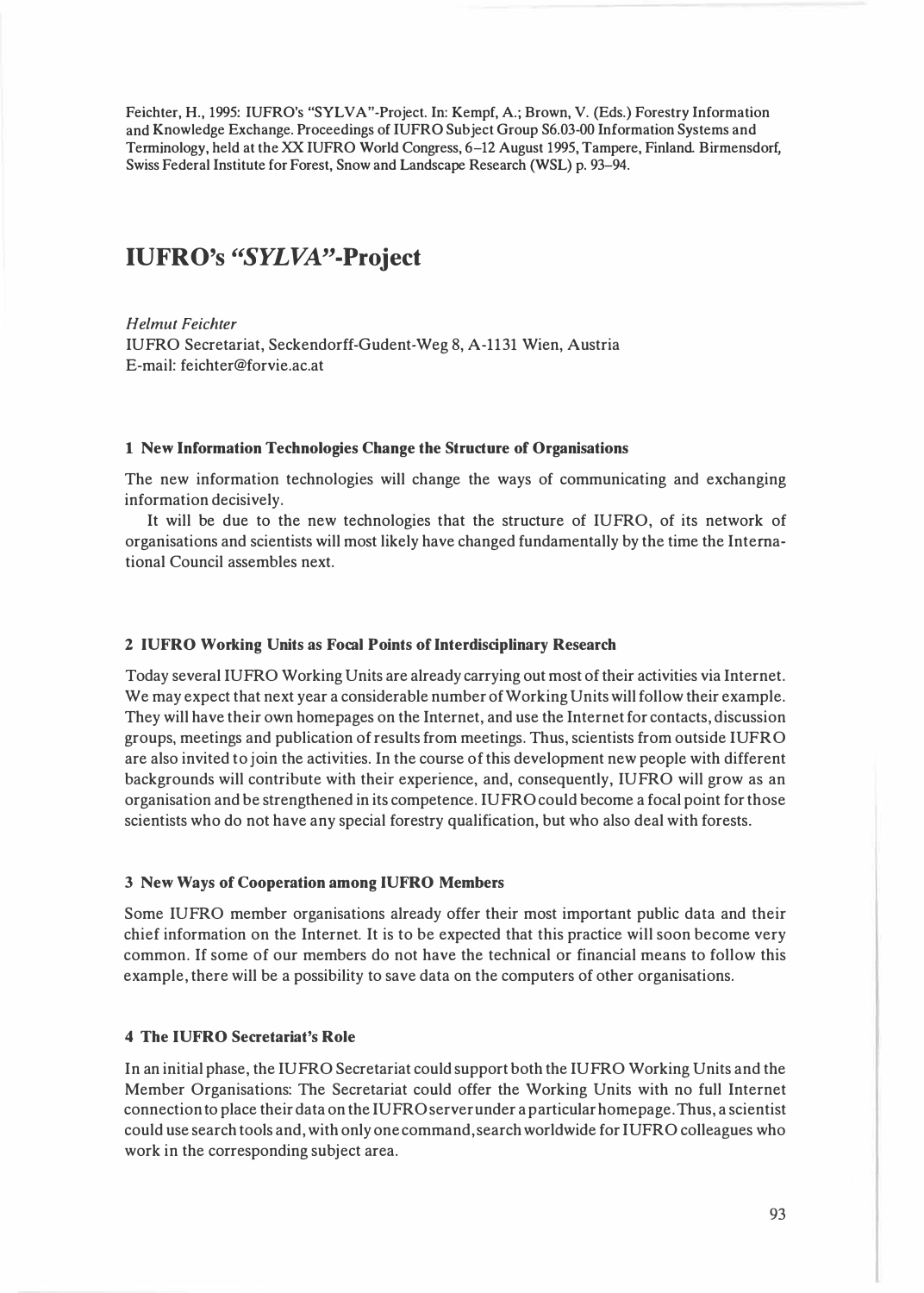Feichter, H., 1995: IUFRO's "SYLVA"-Project. In: Kempf, A.; Brown, V. (Eds.) Forestry Information and Knowledge Exchange. Proceedings of IUFRO Subject Group S6.03-00 Information Systems and Terminology, held at the XX IUFRO World Congress, 6–12 August 1995, Tampere, Finland. Birmensdorf, Swiss Federal Institute for Forest, Snow and Landscape Research (WSL) p. 93–94.

# IUFRO's *"SYLVA"*-Project

*Helmut Feichter*

IUFRO Secretariat, Seckendorff-Gudent-Weg 8, A-1131 Wien, Austria
E-mail: feichter@forvie.ac.at

### 1 New Information Technologies Change the Structure of Organisations

The new information technologies will change the ways of communicating and exchanging information decisively.

It will be due to the new technologies that the structure of IUFRO, of its network of organisations and scientists will most likely have changed fundamentally by the time the International Council assembles next.

### 2 IUFRO Working Units as Focal Points of Interdisciplinary Research

Today several IUFRO Working Units are already carrying out most of their activities via Internet. We may expect that next year a considerable number of Working Units will follow their example. They will have their own homepages on the Internet, and use the Internet for contacts, discussion groups, meetings and publication of results from meetings. Thus, scientists from outside IUFRO are also invited to join the activities. In the course of this development new people with different backgrounds will contribute with their experience, and, consequently, IUFRO will grow as an organisation and be strengthened in its competence. IUFRO could become a focal point for those scientists who do not have any special forestry qualification, but who also deal with forests.

### 3 New Ways of Cooperation among IUFRO Members

Some IUFRO member organisations already offer their most important public data and their chief information on the Internet. It is to be expected that this practice will soon become very common. If some of our members do not have the technical or financial means to follow this example, there will be a possibility to save data on the computers of other organisations.

### 4 The IUFRO Secretariat's Role

In an initial phase, the IUFRO Secretariat could support both the IUFRO Working Units and the Member Organisations: The Secretariat could offer the Working Units with no full Internet connection to place their data on the IUFRO server under a particular homepage. Thus, a scientist could use search tools and, with only one command, search worldwide for IUFRO colleagues who work in the corresponding subject area.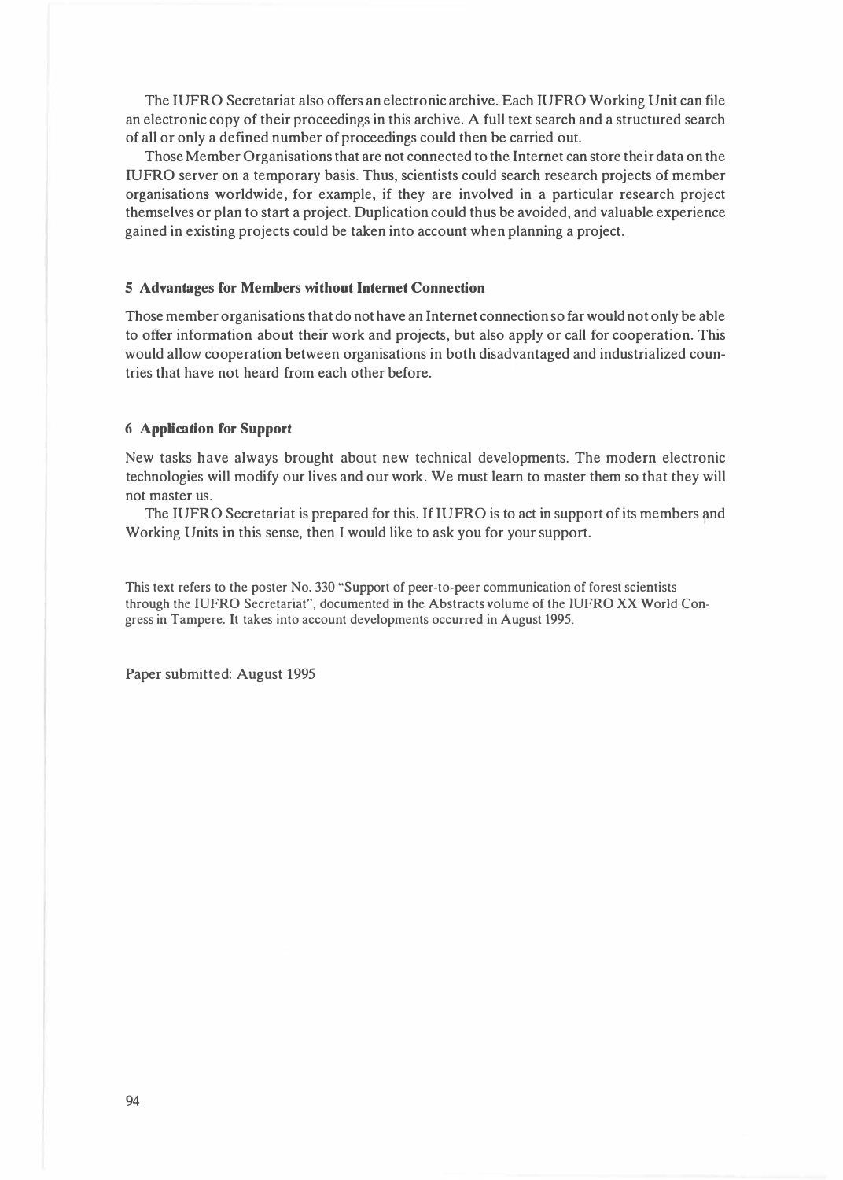The IUFRO Secretariat also offers an electronic archive. Each IUFRO Working Unit can file an electronic copy of their proceedings in this archive. A full text search and a structured search of all or only a defined number of proceedings could then be carried out.

Those Member Organisations that are not connected to the Internet can store their data on the IUFRO server on a temporary basis. Thus, scientists could search research projects of member organisations worldwide, for example, if they are involved in a particular research project themselves or plan to start a project. Duplication could thus be avoided, and valuable experience gained in existing projects could be taken into account when planning a project.

### 5 Advantages for Members without Internet Connection

Those member organisations that do not have an Internet connection so far would not only be able to offer information about their work and projects, but also apply or call for cooperation. This would allow cooperation between organisations in both disadvantaged and industrialized countries that have not heard from each other before.

### 6 Application for Support

New tasks have always brought about new technical developments. The modern electronic technologies will modify our lives and our work. We must learn to master them so that they will not master us.

The IUFRO Secretariat is prepared for this. If IUFRO is to act in support of its members and Working Units in this sense, then I would like to ask you for your support.

This text refers to the poster No. 330 "Support of peer-to-peer communication of forest scientists through the IUFRO Secretariat", documented in the Abstracts volume of the IUFRO XX World Congress in Tampere. It takes into account developments occurred in August 1995.

Paper submitted: August 1995